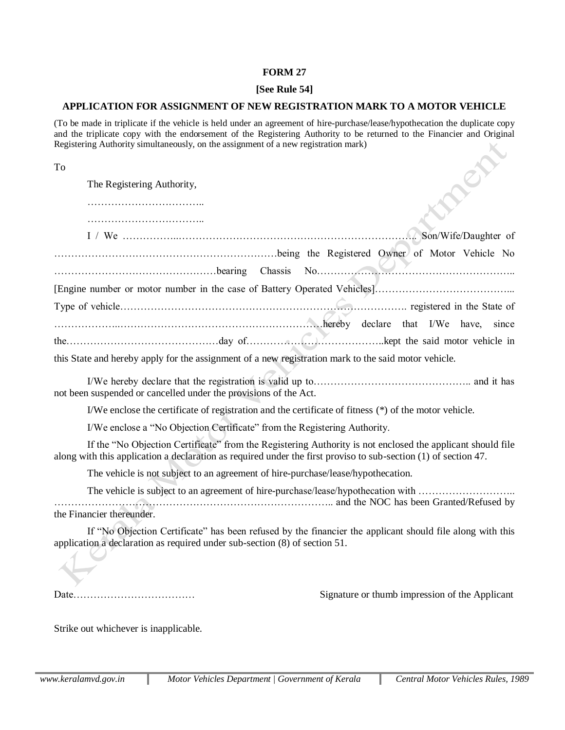**FORM 27**

**[See Rule 54]**

**APPLICATION FOR ASSIGNMENT OF NEW REGISTRATION MARK TO A MOTOR VEHICLE**

(To be made in triplicate if the vehicle is held under an agreement of hire-purchase/lease/hypothecation the duplicate copy and the triplicate copy with the endorsement of the Registering Authority to be returned to the Financier and Original Registering Authority simultaneously, on the assignment of a new registration mark)

To

The Registering Authority,

……………………………..

……………………………..

I / We ……………..………………………………………………………………. Son/Wife/Daughter of …………………………………………………………being the Registered Owner of Motor Vehicle No …………………………………………bearing Chassis No………………………………………………….. [Engine number or motor number in the case of Battery Operated Vehicles]………………………………….. Type of vehicle……………………………………………………………………….. registered in the State of ………………..…………………………………………………hereby declare that I/We have, since the……………………………………day of…………………………………..kept the said motor vehicle in this State and hereby apply for the assignment of a new registration mark to the said motor vehicle.

I/We hereby declare that the registration is valid up to……………………………………….. and it has not been suspended or cancelled under the provisions of the Act.

I/We enclose the certificate of registration and the certificate of fitness (*) of the motor vehicle.

I/We enclose a "No Objection Certificate" from the Registering Authority.

If the "No Objection Certificate" from the Registering Authority is not enclosed the applicant should file along with this application a declaration as required under the first proviso to sub-section (1) of section 47.

The vehicle is not subject to an agreement of hire-purchase/lease/hypothecation.

The vehicle is subject to an agreement of hire-purchase/lease/hypothecation with ……………………….. ……………………………………………………………………….. and the NOC has been Granted/Refused by the Financier thereunder.

If "No Objection Certificate" has been refused by the financier the applicant should file along with this application a declaration as required under sub-section (8) of section 51.

Date………………………………                                        Signature or thumb impression of the Applicant

Strike out whichever is inapplicable.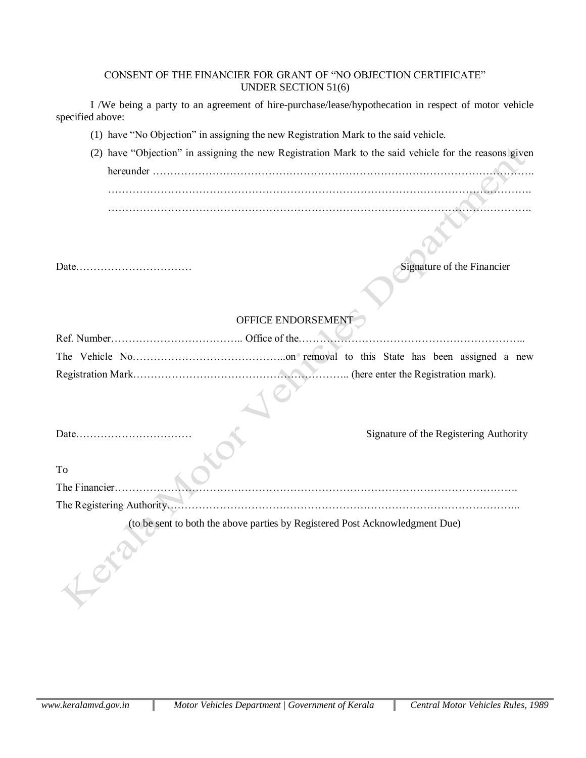CONSENT OF THE FINANCIER FOR GRANT OF "NO OBJECTION CERTIFICATE" UNDER SECTION 51(6)

I /We being a party to an agreement of hire-purchase/lease/hypothecation in respect of motor vehicle specified above:

(1) have "No Objection" in assigning the new Registration Mark to the said vehicle.

(2) have "Objection" in assigning the new Registration Mark to the said vehicle for the reasons given hereunder …………………………………………………………………………………………….
……………………………………………………………………………………………………….
……………………………………………………………………………………………………….

Date……………………………

Signature of the Financier

OFFICE ENDORSEMENT

Ref. Number……………………………….. Office of the………………………………………………………..

The Vehicle No……………………………………..on removal to this State has been assigned a new Registration Mark…………………………………………………….. (here enter the Registration mark).

Date……………………………

Signature of the Registering Authority

To

The Financier……………………………………………………………………………………………….

The Registering Authority………………………………………………………………………………………..

(to be sent to both the above parties by Registered Post Acknowledgment Due)